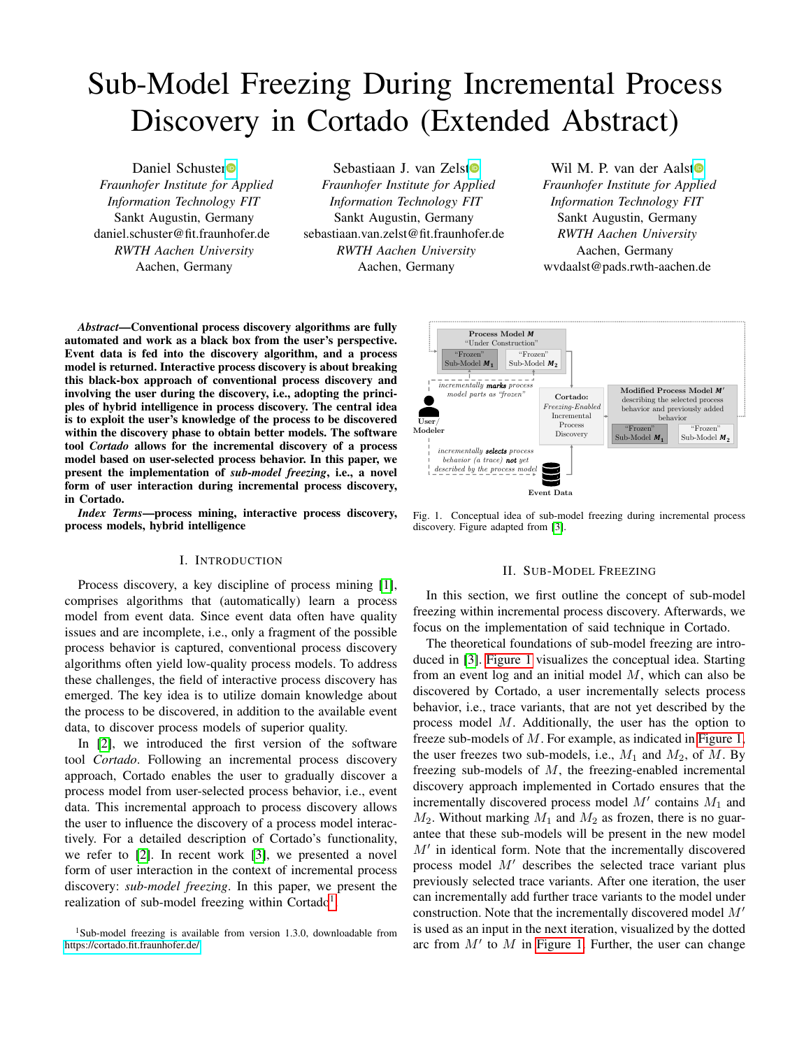# Sub-Model Freezing During Incremental Process Discovery in Cortado (Extended Abstract)

Daniel Schuster
*Fraunhofer Institute for Applied Information Technology FIT*
Sankt Augustin, Germany
daniel.schuster@fit.fraunhofer.de
*RWTH Aachen University*
Aachen, Germany

Sebastiaan J. van Zelst
*Fraunhofer Institute for Applied Information Technology FIT*
Sankt Augustin, Germany
sebastiaan.van.zelst@fit.fraunhofer.de
*RWTH Aachen University*
Aachen, Germany

Wil M. P. van der Aalst
*Fraunhofer Institute for Applied Information Technology FIT*
Sankt Augustin, Germany
*RWTH Aachen University*
Aachen, Germany
wvdaalst@pads.rwth-aachen.de

***Abstract*—Conventional process discovery algorithms are fully automated and work as a black box from the user's perspective. Event data is fed into the discovery algorithm, and a process model is returned. Interactive process discovery is about breaking this black-box approach of conventional process discovery and involving the user during the discovery, i.e., adopting the principles of hybrid intelligence in process discovery. The central idea is to exploit the user's knowledge of the process to be discovered within the discovery phase to obtain better models. The software tool *Cortado* allows for the incremental discovery of a process model based on user-selected process behavior. In this paper, we present the implementation of *sub-model freezing*, i.e., a novel form of user interaction during incremental process discovery, in Cortado.**

***Index Terms*—process mining, interactive process discovery, process models, hybrid intelligence**

## I. Introduction

Process discovery, a key discipline of process mining [1], comprises algorithms that (automatically) learn a process model from event data. Since event data often have quality issues and are incomplete, i.e., only a fragment of the possible process behavior is captured, conventional process discovery algorithms often yield low-quality process models. To address these challenges, the field of interactive process discovery has emerged. The key idea is to utilize domain knowledge about the process to be discovered, in addition to the available event data, to discover process models of superior quality.

In [2], we introduced the first version of the software tool *Cortado*. Following an incremental process discovery approach, Cortado enables the user to gradually discover a process model from user-selected process behavior, i.e., event data. This incremental approach to process discovery allows the user to influence the discovery of a process model interactively. For a detailed description of Cortado's functionality, we refer to [2]. In recent work [3], we presented a novel form of user interaction in the context of incremental process discovery: *sub-model freezing*. In this paper, we present the realization of sub-model freezing within Cortado[1].

[1]Sub-model freezing is available from version 1.3.0, downloadable from https://cortado.fit.fraunhofer.de/

Fig. 1. Conceptual idea of sub-model freezing during incremental process discovery. Figure adapted from [3].

## II. Sub-Model Freezing

In this section, we first outline the concept of sub-model freezing within incremental process discovery. Afterwards, we focus on the implementation of said technique in Cortado.

The theoretical foundations of sub-model freezing are introduced in [3]. Figure 1 visualizes the conceptual idea. Starting from an event log and an initial model $M$, which can also be discovered by Cortado, a user incrementally selects process behavior, i.e., trace variants, that are not yet described by the process model $M$. Additionally, the user has the option to freeze sub-models of $M$. For example, as indicated in Figure 1, the user freezes two sub-models, i.e., $M_1$ and $M_2$, of $M$. By freezing sub-models of $M$, the freezing-enabled incremental discovery approach implemented in Cortado ensures that the incrementally discovered process model $M'$ contains $M_1$ and $M_2$. Without marking $M_1$ and $M_2$ as frozen, there is no guarantee that these sub-models will be present in the new model $M'$ in identical form. Note that the incrementally discovered process model $M'$ describes the selected trace variant plus previously selected trace variants. After one iteration, the user can incrementally add further trace variants to the model under construction. Note that the incrementally discovered model $M'$ is used as an input in the next iteration, visualized by the dotted arc from $M'$ to $M$ in Figure 1. Further, the user can change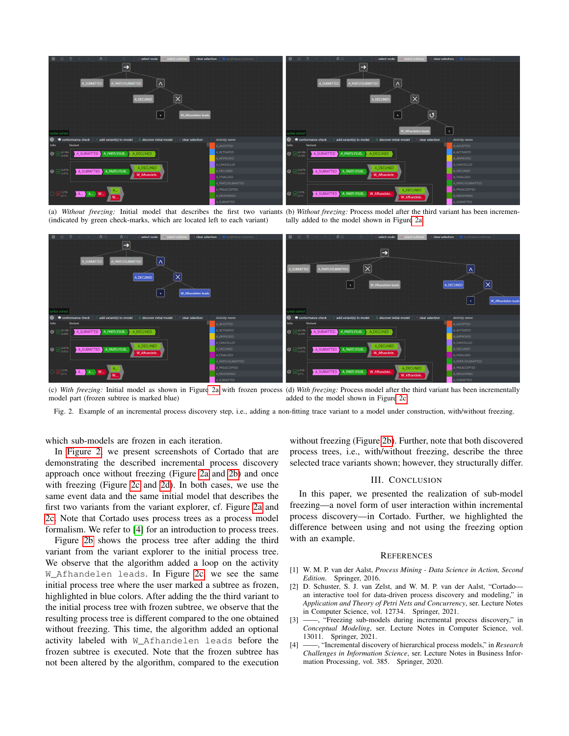(a) *Without freezing:* Initial model that describes the first two variants (indicated by green check-marks, which are located left to each variant)

(b) *Without freezing:* Process model after the third variant has been incrementally added to the model shown in Figure 2a

(c) *With freezing:* Initial model as shown in Figure 2a with frozen process model part (frozen subtree is marked blue)

(d) *With freezing:* Process model after the third variant has been incrementally added to the model shown in Figure 2c

Fig. 2. Example of an incremental process discovery step, i.e., adding a non-fitting trace variant to a model under construction, with/without freezing.

which sub-models are frozen in each iteration.

In Figure 2, we present screenshots of Cortado that are demonstrating the described incremental process discovery approach once without freezing (Figure 2a and 2b) and once with freezing (Figure 2c and 2d). In both cases, we use the same event data and the same initial model that describes the first two variants from the variant explorer, cf. Figure 2a and 2c. Note that Cortado uses process trees as a process model formalism. We refer to [4] for an introduction to process trees.

Figure 2b shows the process tree after adding the third variant from the variant explorer to the initial process tree. We observe that the algorithm added a loop on the activity `W_Afhandelen leads`. In Figure 2c we see the same initial process tree where the user marked a subtree as frozen, highlighted in blue colors. After adding the the third variant to the initial process tree with frozen subtree, we observe that the resulting process tree is different compared to the one obtained without freezing. This time, the algorithm added an optional activity labeled with `W_Afhandelen leads` before the frozen subtree is executed. Note that the frozen subtree has not been altered by the algorithm, compared to the execution without freezing (Figure 2b). Further, note that both discovered process trees, i.e., with/without freezing, describe the three selected trace variants shown; however, they structurally differ.

## III. Conclusion

In this paper, we presented the realization of sub-model freezing—a novel form of user interaction within incremental process discovery—in Cortado. Further, we highlighted the difference between using and not using the freezing option with an example.

## References

[1] W. M. P. van der Aalst, *Process Mining - Data Science in Action, Second Edition*. Springer, 2016.

[2] D. Schuster, S. J. van Zelst, and W. M. P. van der Aalst, "Cortado—an interactive tool for data-driven process discovery and modeling," in *Application and Theory of Petri Nets and Concurrency*, ser. Lecture Notes in Computer Science, vol. 12734. Springer, 2021.

[3] ——, "Freezing sub-models during incremental process discovery," in *Conceptual Modeling*, ser. Lecture Notes in Computer Science, vol. 13011. Springer, 2021.

[4] ——, "Incremental discovery of hierarchical process models," in *Research Challenges in Information Science*, ser. Lecture Notes in Business Information Processing, vol. 385. Springer, 2020.